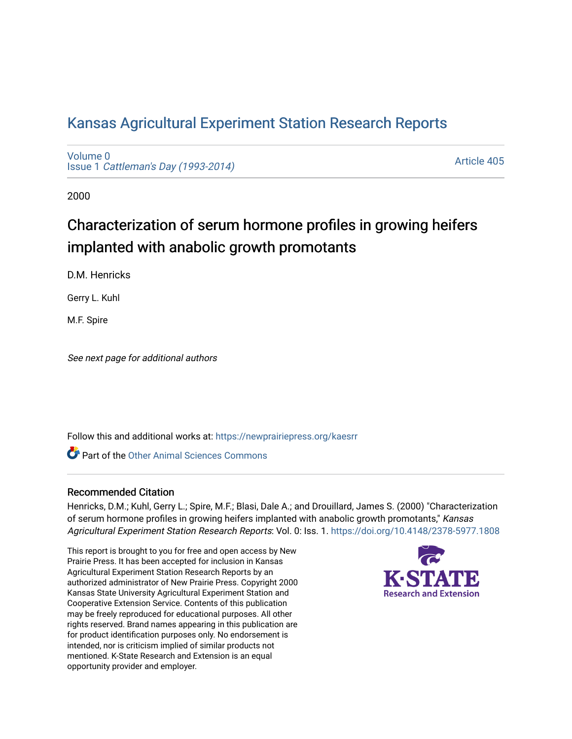# Kansas Agricultural Experiment Station Research Reports

Volume 0
Issue 1 *Cattleman's Day (1993-2014)*

Article 405

2000

## Characterization of serum hormone profiles in growing heifers implanted with anabolic growth promotants

D.M. Henricks

Gerry L. Kuhl

M.F. Spire

*See next page for additional authors*

Follow this and additional works at: https://newprairiepress.org/kaesrr

Part of the Other Animal Sciences Commons

### Recommended Citation

Henricks, D.M.; Kuhl, Gerry L.; Spire, M.F.; Blasi, Dale A.; and Drouillard, James S. (2000) "Characterization of serum hormone profiles in growing heifers implanted with anabolic growth promotants," *Kansas Agricultural Experiment Station Research Reports*: Vol. 0: Iss. 1. https://doi.org/10.4148/2378-5977.1808

This report is brought to you for free and open access by New Prairie Press. It has been accepted for inclusion in Kansas Agricultural Experiment Station Research Reports by an authorized administrator of New Prairie Press. Copyright 2000 Kansas State University Agricultural Experiment Station and Cooperative Extension Service. Contents of this publication may be freely reproduced for educational purposes. All other rights reserved. Brand names appearing in this publication are for product identification purposes only. No endorsement is intended, nor is criticism implied of similar products not mentioned. K-State Research and Extension is an equal opportunity provider and employer.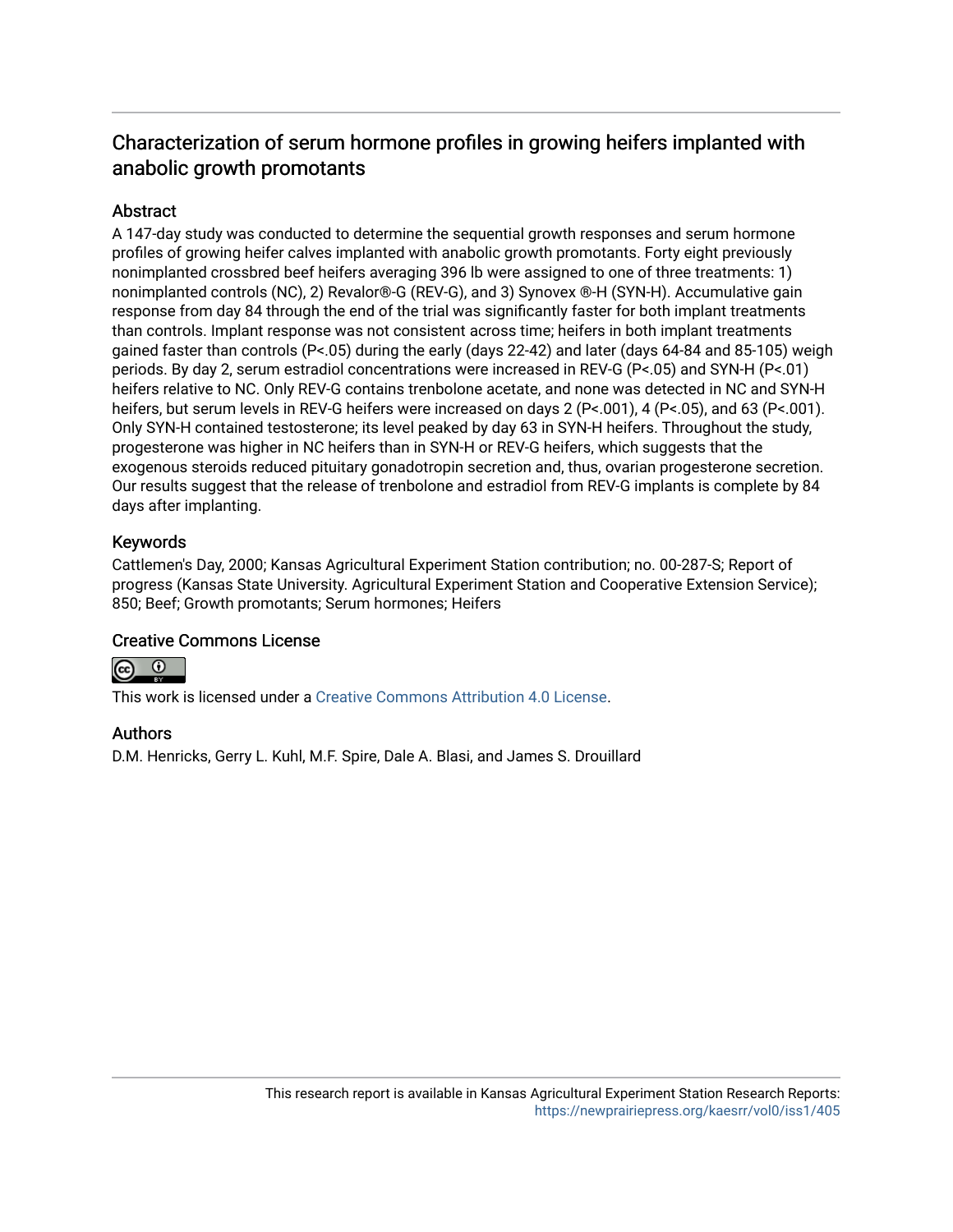# Characterization of serum hormone profiles in growing heifers implanted with anabolic growth promotants

## Abstract

A 147-day study was conducted to determine the sequential growth responses and serum hormone profiles of growing heifer calves implanted with anabolic growth promotants. Forty eight previously nonimplanted crossbred beef heifers averaging 396 lb were assigned to one of three treatments: 1) nonimplanted controls (NC), 2) Revalor®-G (REV-G), and 3) Synovex ®-H (SYN-H). Accumulative gain response from day 84 through the end of the trial was significantly faster for both implant treatments than controls. Implant response was not consistent across time; heifers in both implant treatments gained faster than controls ($P<.05$) during the early (days 22-42) and later (days 64-84 and 85-105) weigh periods. By day 2, serum estradiol concentrations were increased in REV-G ($P<.05$) and SYN-H ($P<.01$) heifers relative to NC. Only REV-G contains trenbolone acetate, and none was detected in NC and SYN-H heifers, but serum levels in REV-G heifers were increased on days 2 ($P<.001$), 4 ($P<.05$), and 63 ($P<.001$). Only SYN-H contained testosterone; its level peaked by day 63 in SYN-H heifers. Throughout the study, progesterone was higher in NC heifers than in SYN-H or REV-G heifers, which suggests that the exogenous steroids reduced pituitary gonadotropin secretion and, thus, ovarian progesterone secretion. Our results suggest that the release of trenbolone and estradiol from REV-G implants is complete by 84 days after implanting.

## Keywords

Cattlemen's Day, 2000; Kansas Agricultural Experiment Station contribution; no. 00-287-S; Report of progress (Kansas State University. Agricultural Experiment Station and Cooperative Extension Service); 850; Beef; Growth promotants; Serum hormones; Heifers

## Creative Commons License

This work is licensed under a Creative Commons Attribution 4.0 License.

## Authors

D.M. Henricks, Gerry L. Kuhl, M.F. Spire, Dale A. Blasi, and James S. Drouillard

This research report is available in Kansas Agricultural Experiment Station Research Reports: https://newprairiepress.org/kaesrr/vol0/iss1/405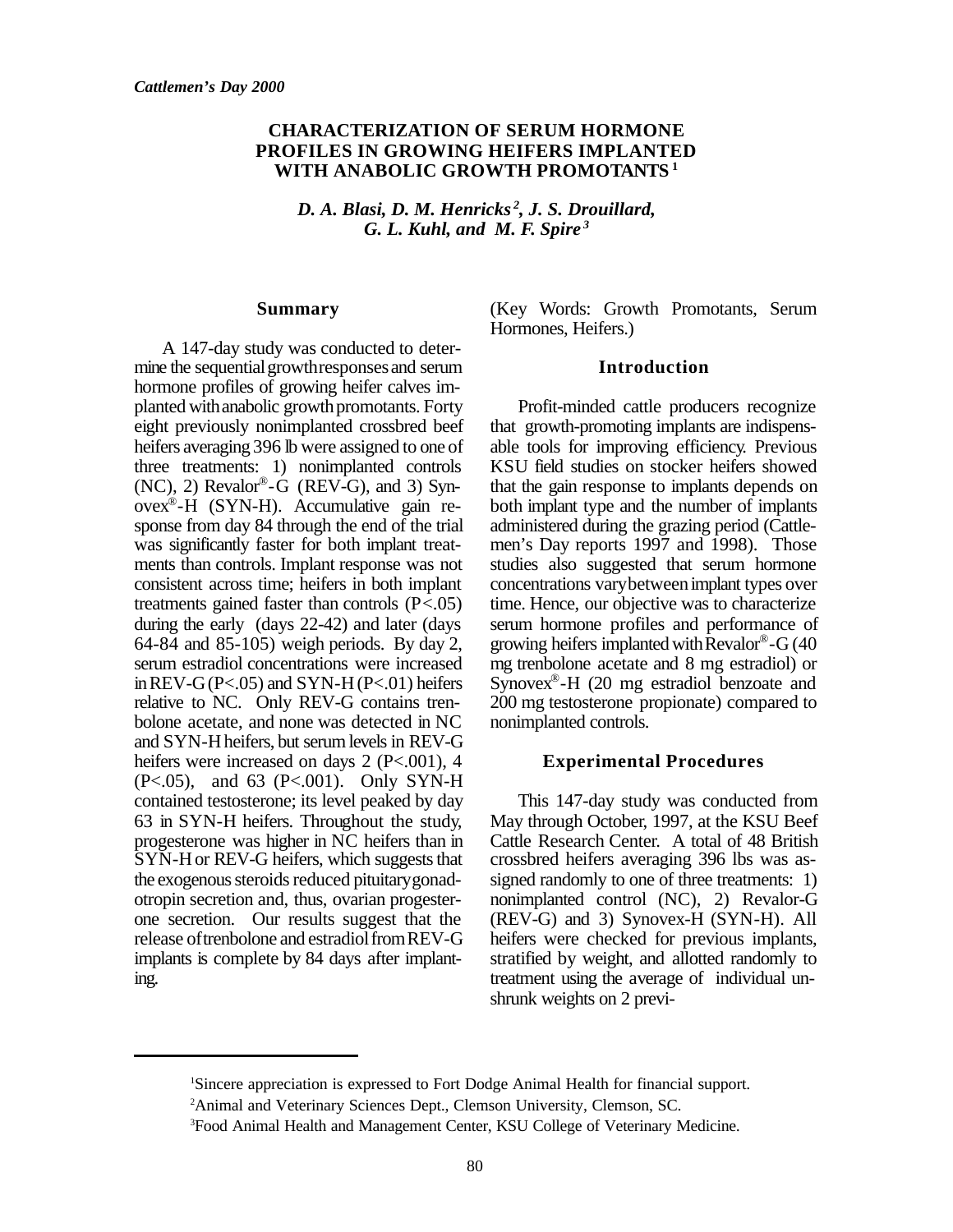*Cattlemen's Day 2000*

# CHARACTERIZATION OF SERUM HORMONE PROFILES IN GROWING HEIFERS IMPLANTED WITH ANABOLIC GROWTH PROMOTANTS [1]

***D. A. Blasi, D. M. Henricks [2], J. S. Drouillard, G. L. Kuhl, and M. F. Spire [3]***

## Summary

A 147-day study was conducted to determine the sequential growth responses and serum hormone profiles of growing heifer calves implanted with anabolic growth promotants. Forty eight previously nonimplanted crossbred beef heifers averaging 396 lb were assigned to one of three treatments: 1) nonimplanted controls (NC), 2) Revalor®-G (REV-G), and 3) Synovex®-H (SYN-H). Accumulative gain response from day 84 through the end of the trial was significantly faster for both implant treatments than controls. Implant response was not consistent across time; heifers in both implant treatments gained faster than controls ($P<.05$) during the early (days 22-42) and later (days 64-84 and 85-105) weigh periods. By day 2, serum estradiol concentrations were increased in REV-G ($P<.05$) and SYN-H ($P<.01$) heifers relative to NC. Only REV-G contains trenbolone acetate, and none was detected in NC and SYN-H heifers, but serum levels in REV-G heifers were increased on days 2 ($P<.001$), 4 ($P<.05$), and 63 ($P<.001$). Only SYN-H contained testosterone; its level peaked by day 63 in SYN-H heifers. Throughout the study, progesterone was higher in NC heifers than in SYN-H or REV-G heifers, which suggests that the exogenous steroids reduced pituitary gonadotropin secretion and, thus, ovarian progesterone secretion. Our results suggest that the release of trenbolone and estradiol from REV-G implants is complete by 84 days after implanting.

(Key Words: Growth Promotants, Serum Hormones, Heifers.)

## Introduction

Profit-minded cattle producers recognize that growth-promoting implants are indispensable tools for improving efficiency. Previous KSU field studies on stocker heifers showed that the gain response to implants depends on both implant type and the number of implants administered during the grazing period (Cattlemen's Day reports 1997 and 1998). Those studies also suggested that serum hormone concentrations vary between implant types over time. Hence, our objective was to characterize serum hormone profiles and performance of growing heifers implanted with Revalor®-G (40 mg trenbolone acetate and 8 mg estradiol) or Synovex®-H (20 mg estradiol benzoate and 200 mg testosterone propionate) compared to nonimplanted controls.

## Experimental Procedures

This 147-day study was conducted from May through October, 1997, at the KSU Beef Cattle Research Center. A total of 48 British crossbred heifers averaging 396 lbs was assigned randomly to one of three treatments: 1) nonimplanted control (NC), 2) Revalor-G (REV-G) and 3) Synovex-H (SYN-H). All heifers were checked for previous implants, stratified by weight, and allotted randomly to treatment using the average of individual unshrunk weights on 2 previ-

---

[1] Sincere appreciation is expressed to Fort Dodge Animal Health for financial support.

[2] Animal and Veterinary Sciences Dept., Clemson University, Clemson, SC.

[3] Food Animal Health and Management Center, KSU College of Veterinary Medicine.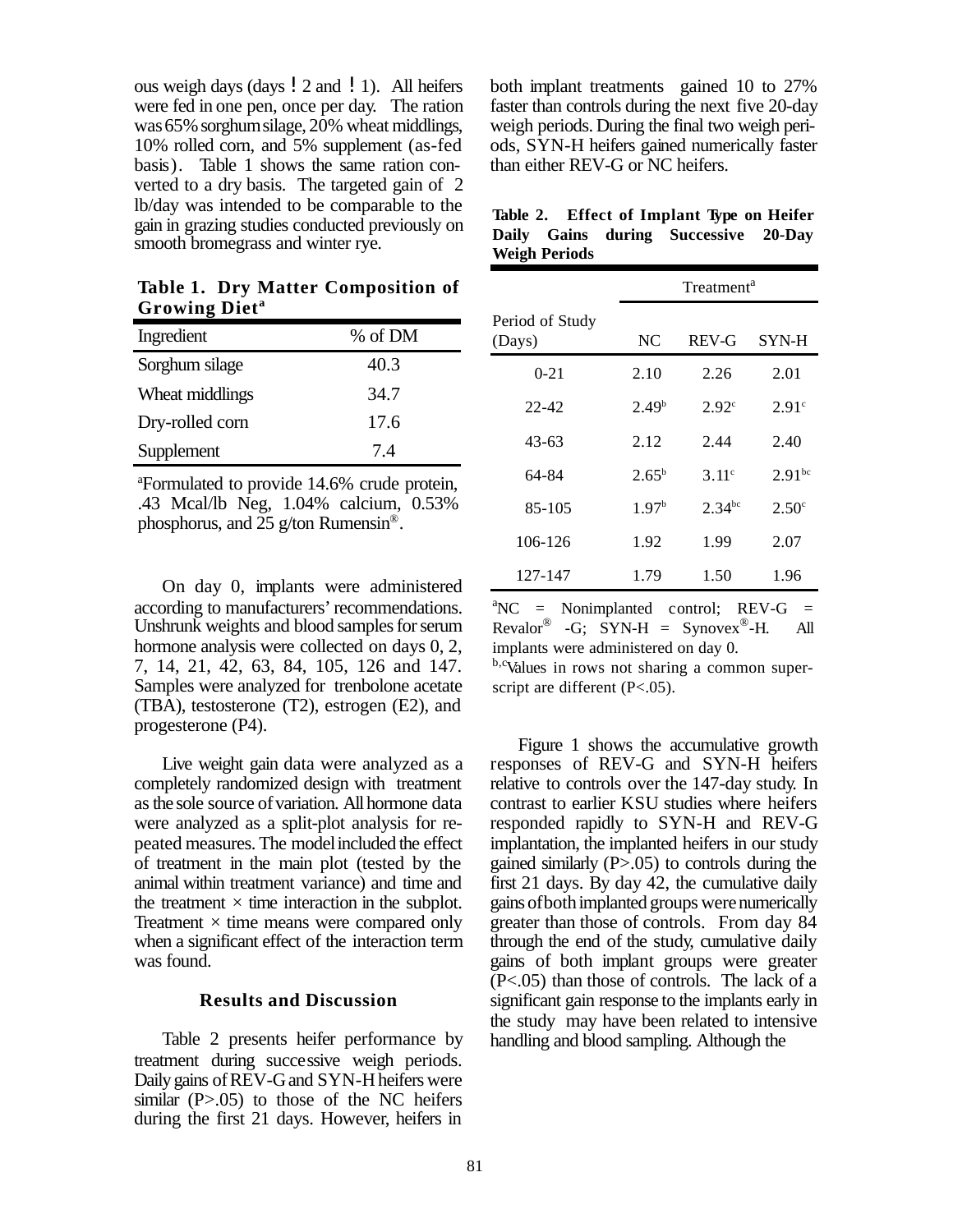ous weigh days (days ! 2 and ! 1). All heifers were fed in one pen, once per day. The ration was 65% sorghum silage, 20% wheat middlings, 10% rolled corn, and 5% supplement (as-fed basis). Table 1 shows the same ration converted to a dry basis. The targeted gain of 2 lb/day was intended to be comparable to the gain in grazing studies conducted previously on smooth bromegrass and winter rye.

**Table 1. Dry Matter Composition of Growing Diet[a]**

| Ingredient | % of DM |
|---|---|
| Sorghum silage | 40.3 |
| Wheat middlings | 34.7 |
| Dry-rolled corn | 17.6 |
| Supplement | 7.4 |

[a]Formulated to provide 14.6% crude protein, .43 Mcal/lb Neg, 1.04% calcium, 0.53% phosphorus, and 25 g/ton Rumensin®.

On day 0, implants were administered according to manufacturers' recommendations. Unshrunk weights and blood samples for serum hormone analysis were collected on days 0, 2, 7, 14, 21, 42, 63, 84, 105, 126 and 147. Samples were analyzed for trenbolone acetate (TBA), testosterone (T2), estrogen (E2), and progesterone (P4).

Live weight gain data were analyzed as a completely randomized design with treatment as the sole source of variation. All hormone data were analyzed as a split-plot analysis for repeated measures. The model included the effect of treatment in the main plot (tested by the animal within treatment variance) and time and the treatment × time interaction in the subplot. Treatment × time means were compared only when a significant effect of the interaction term was found.

## Results and Discussion

Table 2 presents heifer performance by treatment during successive weigh periods. Daily gains of REV-G and SYN-H heifers were similar (P>.05) to those of the NC heifers during the first 21 days. However, heifers in both implant treatments gained 10 to 27% faster than controls during the next five 20-day weigh periods. During the final two weigh periods, SYN-H heifers gained numerically faster than either REV-G or NC heifers.

**Table 2. Effect of Implant Type on Heifer Daily Gains during Successive 20-Day Weigh Periods**

| | Treatment[a] | | |
|---|---|---|---|
| Period of Study (Days) | NC | REV-G | SYN-H |
| 0-21 | 2.10 | 2.26 | 2.01 |
| 22-42 | 2.49[b] | 2.92[c] | 2.91[c] |
| 43-63 | 2.12 | 2.44 | 2.40 |
| 64-84 | 2.65[b] | 3.11[c] | 2.91[bc] |
| 85-105 | 1.97[b] | 2.34[bc] | 2.50[c] |
| 106-126 | 1.92 | 1.99 | 2.07 |
| 127-147 | 1.79 | 1.50 | 1.96 |

[a]NC = Nonimplanted control; REV-G = Revalor® -G; SYN-H = Synovex®-H. All implants were administered on day 0.
[b,c]Values in rows not sharing a common superscript are different (P<.05).

Figure 1 shows the accumulative growth responses of REV-G and SYN-H heifers relative to controls over the 147-day study. In contrast to earlier KSU studies where heifers responded rapidly to SYN-H and REV-G implantation, the implanted heifers in our study gained similarly (P>.05) to controls during the first 21 days. By day 42, the cumulative daily gains of both implanted groups were numerically greater than those of controls. From day 84 through the end of the study, cumulative daily gains of both implant groups were greater (P<.05) than those of controls. The lack of a significant gain response to the implants early in the study may have been related to intensive handling and blood sampling. Although the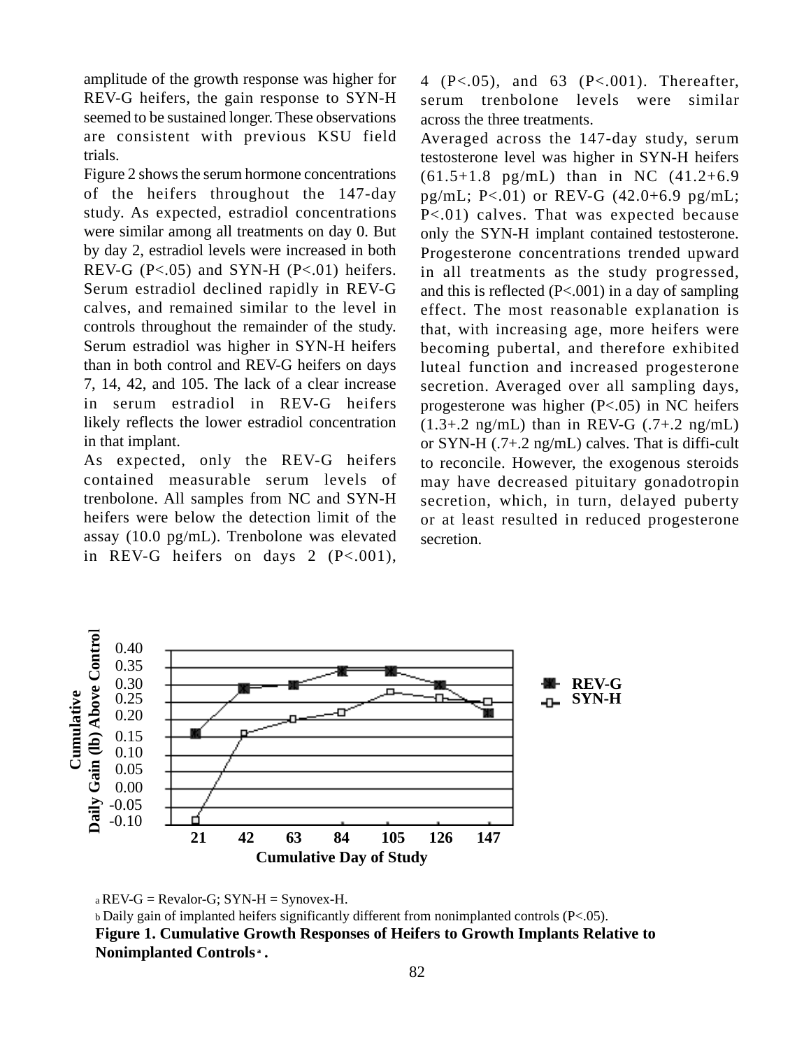amplitude of the growth response was higher for REV-G heifers, the gain response to SYN-H seemed to be sustained longer. These observations are consistent with previous KSU field trials.

Figure 2 shows the serum hormone concentrations of the heifers throughout the 147-day study. As expected, estradiol concentrations were similar among all treatments on day 0. But by day 2, estradiol levels were increased in both REV-G (P<.05) and SYN-H (P<.01) heifers. Serum estradiol declined rapidly in REV-G calves, and remained similar to the level in controls throughout the remainder of the study. Serum estradiol was higher in SYN-H heifers than in both control and REV-G heifers on days 7, 14, 42, and 105. The lack of a clear increase in serum estradiol in REV-G heifers likely reflects the lower estradiol concentration in that implant.

As expected, only the REV-G heifers contained measurable serum levels of trenbolone. All samples from NC and SYN-H heifers were below the detection limit of the assay (10.0 pg/mL). Trenbolone was elevated in REV-G heifers on days 2 (P<.001), 4 (P<.05), and 63 (P<.001). Thereafter, serum trenbolone levels were similar across the three treatments.

Averaged across the 147-day study, serum testosterone level was higher in SYN-H heifers (61.5+1.8 pg/mL) than in NC (41.2+6.9 pg/mL; P<.01) or REV-G (42.0+6.9 pg/mL; P<.01) calves. That was expected because only the SYN-H implant contained testosterone. Progesterone concentrations trended upward in all treatments as the study progressed, and this is reflected (P<.001) in a day of sampling effect. The most reasonable explanation is that, with increasing age, more heifers were becoming pubertal, and therefore exhibited luteal function and increased progesterone secretion. Averaged over all sampling days, progesterone was higher (P<.05) in NC heifers (1.3+.2 ng/mL) than in REV-G (.7+.2 ng/mL) or SYN-H (.7+.2 ng/mL) calves. That is diffi-cult to reconcile. However, the exogenous steroids may have decreased pituitary gonadotropin secretion, which, in turn, delayed puberty or at least resulted in reduced progesterone secretion.

[a] REV-G = Revalor-G; SYN-H = Synovex-H.

[b] Daily gain of implanted heifers significantly different from nonimplanted controls (P<.05).

**Figure 1. Cumulative Growth Responses of Heifers to Growth Implants Relative to Nonimplanted Controls[a].**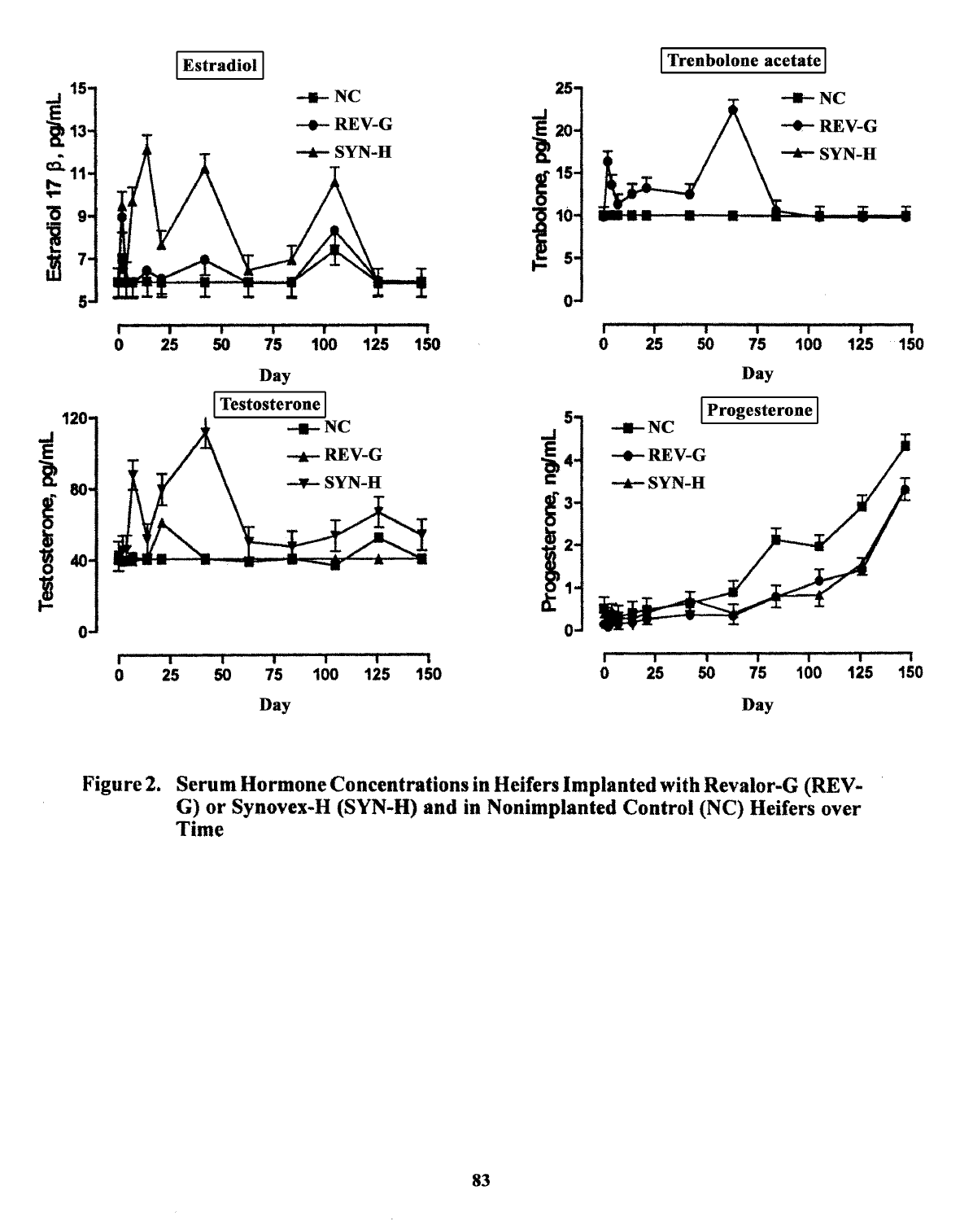Estradiol

Estradiol 17 β, pg/mL

15
13
11
9
7
5

NC
REV-G
SYN-H

0 25 50 75 100 125 150

Day

Trenbolone acetate

Trenbolone, pg/mL

25
20
15
10
5
0

NC
REV-G
SYN-H

0 25 50 75 100 125 150

Day

Testosterone

Testosterone, pg/mL

120
80
40
0

NC
REV-G
SYN-H

0 25 50 75 100 125 150

Day

Progesterone

Progesterone, ng/mL

5
4
3
2
1
0

NC
REV-G
SYN-H

0 25 50 75 100 125 150

Day

**Figure 2. Serum Hormone Concentrations in Heifers Implanted with Revalor-G (REV-G) or Synovex-H (SYN-H) and in Nonimplanted Control (NC) Heifers over Time**